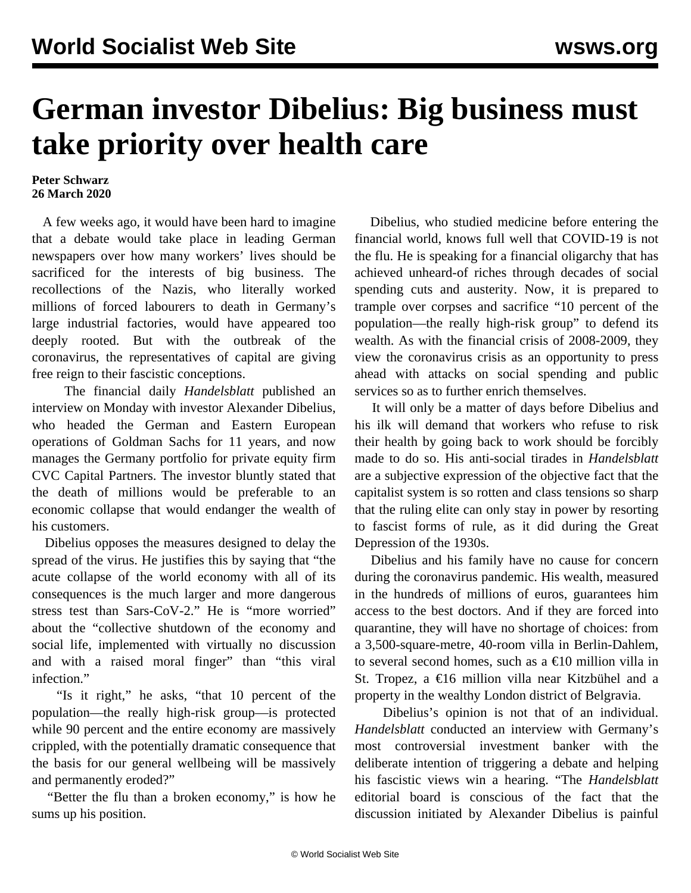# German investor Dibelius: Big business must take priority over health care

**Peter Schwarz**
**26 March 2020**

A few weeks ago, it would have been hard to imagine that a debate would take place in leading German newspapers over how many workers' lives should be sacrificed for the interests of big business. The recollections of the Nazis, who literally worked millions of forced labourers to death in Germany's large industrial factories, would have appeared too deeply rooted. But with the outbreak of the coronavirus, the representatives of capital are giving free reign to their fascistic conceptions.

The financial daily *Handelsblatt* published an interview on Monday with investor Alexander Dibelius, who headed the German and Eastern European operations of Goldman Sachs for 11 years, and now manages the Germany portfolio for private equity firm CVC Capital Partners. The investor bluntly stated that the death of millions would be preferable to an economic collapse that would endanger the wealth of his customers.

Dibelius opposes the measures designed to delay the spread of the virus. He justifies this by saying that "the acute collapse of the world economy with all of its consequences is the much larger and more dangerous stress test than Sars-CoV-2." He is "more worried" about the "collective shutdown of the economy and social life, implemented with virtually no discussion and with a raised moral finger" than "this viral infection."

"Is it right," he asks, "that 10 percent of the population—the really high-risk group—is protected while 90 percent and the entire economy are massively crippled, with the potentially dramatic consequence that the basis for our general wellbeing will be massively and permanently eroded?"

"Better the flu than a broken economy," is how he sums up his position.

Dibelius, who studied medicine before entering the financial world, knows full well that COVID-19 is not the flu. He is speaking for a financial oligarchy that has achieved unheard-of riches through decades of social spending cuts and austerity. Now, it is prepared to trample over corpses and sacrifice "10 percent of the population—the really high-risk group" to defend its wealth. As with the financial crisis of 2008-2009, they view the coronavirus crisis as an opportunity to press ahead with attacks on social spending and public services so as to further enrich themselves.

It will only be a matter of days before Dibelius and his ilk will demand that workers who refuse to risk their health by going back to work should be forcibly made to do so. His anti-social tirades in *Handelsblatt* are a subjective expression of the objective fact that the capitalist system is so rotten and class tensions so sharp that the ruling elite can only stay in power by resorting to fascist forms of rule, as it did during the Great Depression of the 1930s.

Dibelius and his family have no cause for concern during the coronavirus pandemic. His wealth, measured in the hundreds of millions of euros, guarantees him access to the best doctors. And if they are forced into quarantine, they will have no shortage of choices: from a 3,500-square-metre, 40-room villa in Berlin-Dahlem, to several second homes, such as a €10 million villa in St. Tropez, a €16 million villa near Kitzbühel and a property in the wealthy London district of Belgravia.

Dibelius's opinion is not that of an individual. *Handelsblatt* conducted an interview with Germany's most controversial investment banker with the deliberate intention of triggering a debate and helping his fascistic views win a hearing. "The *Handelsblatt* editorial board is conscious of the fact that the discussion initiated by Alexander Dibelius is painful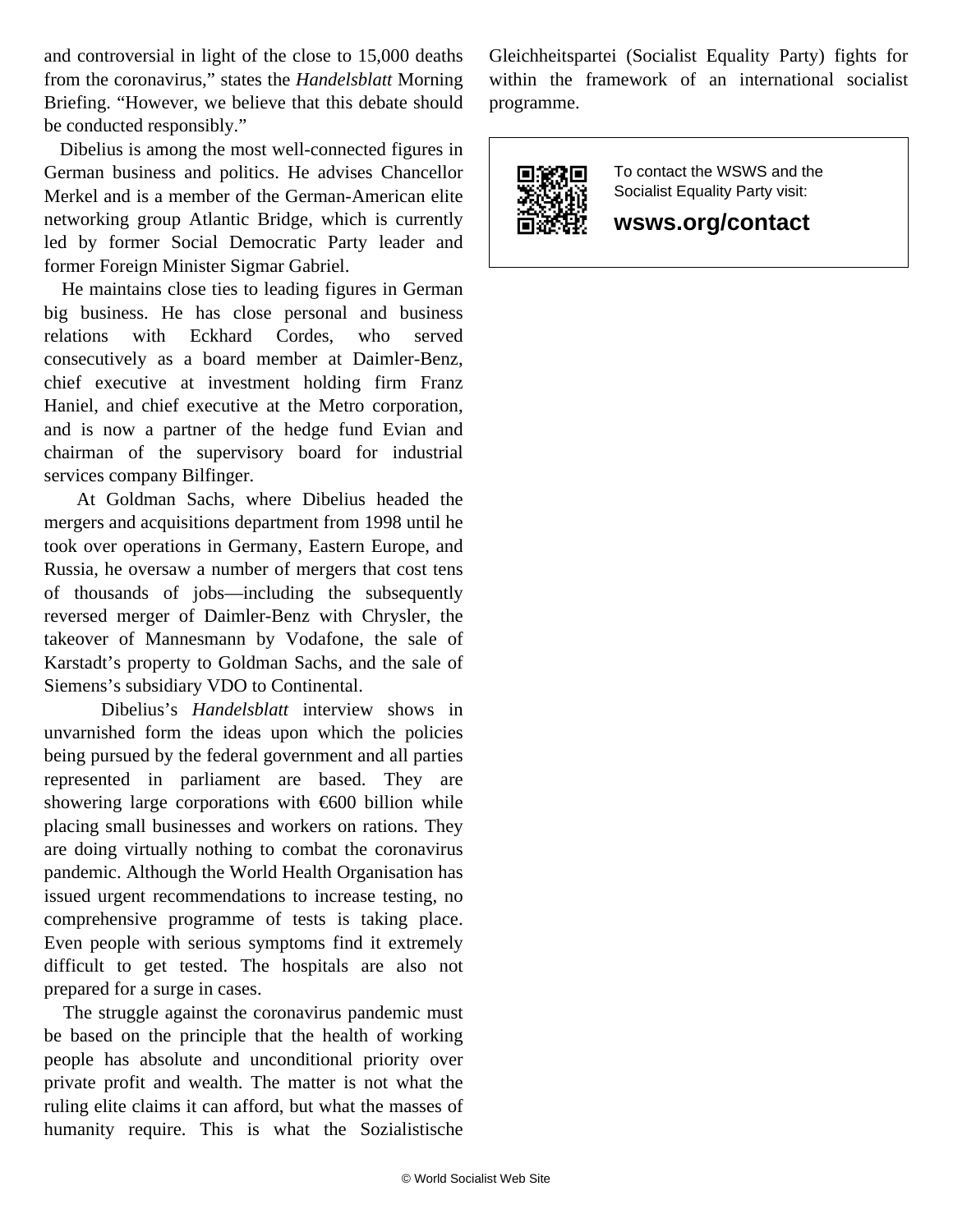and controversial in light of the close to 15,000 deaths from the coronavirus," states the *Handelsblatt* Morning Briefing. "However, we believe that this debate should be conducted responsibly."

Dibelius is among the most well-connected figures in German business and politics. He advises Chancellor Merkel and is a member of the German-American elite networking group Atlantic Bridge, which is currently led by former Social Democratic Party leader and former Foreign Minister Sigmar Gabriel.

He maintains close ties to leading figures in German big business. He has close personal and business relations with Eckhard Cordes, who served consecutively as a board member at Daimler-Benz, chief executive at investment holding firm Franz Haniel, and chief executive at the Metro corporation, and is now a partner of the hedge fund Evian and chairman of the supervisory board for industrial services company Bilfinger.

At Goldman Sachs, where Dibelius headed the mergers and acquisitions department from 1998 until he took over operations in Germany, Eastern Europe, and Russia, he oversaw a number of mergers that cost tens of thousands of jobs—including the subsequently reversed merger of Daimler-Benz with Chrysler, the takeover of Mannesmann by Vodafone, the sale of Karstadt's property to Goldman Sachs, and the sale of Siemens's subsidiary VDO to Continental.

Dibelius's *Handelsblatt* interview shows in unvarnished form the ideas upon which the policies being pursued by the federal government and all parties represented in parliament are based. They are showering large corporations with €600 billion while placing small businesses and workers on rations. They are doing virtually nothing to combat the coronavirus pandemic. Although the World Health Organisation has issued urgent recommendations to increase testing, no comprehensive programme of tests is taking place. Even people with serious symptoms find it extremely difficult to get tested. The hospitals are also not prepared for a surge in cases.

The struggle against the coronavirus pandemic must be based on the principle that the health of working people has absolute and unconditional priority over private profit and wealth. The matter is not what the ruling elite claims it can afford, but what the masses of humanity require. This is what the Sozialistische Gleichheitspartei (Socialist Equality Party) fights for within the framework of an international socialist programme.

To contact the WSWS and the Socialist Equality Party visit:

**wsws.org/contact**